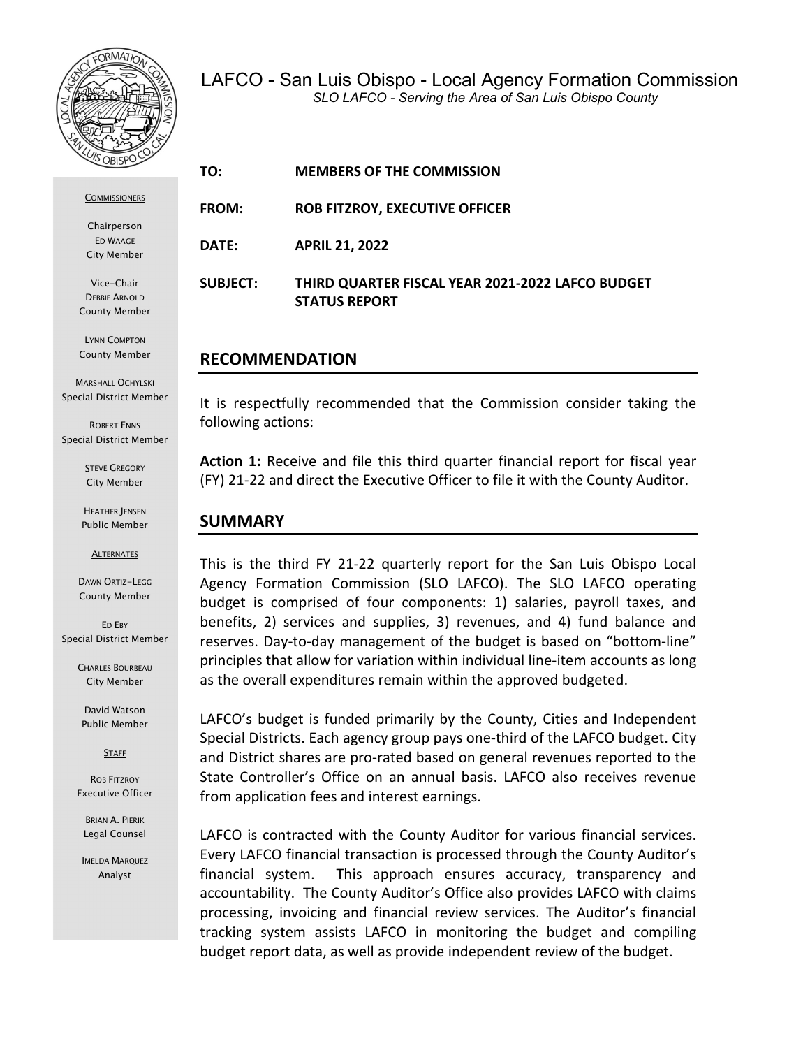LAFCO - San Luis Obispo - Local Agency Formation Commission

*SLO LAFCO - Serving the Area of San Luis Obispo County*

COMMISSIONERS

Chairperson
ED WAAGE
City Member

Vice-Chair
DEBBIE ARNOLD
County Member

LYNN COMPTON
County Member

MARSHALL OCHYLSKI
Special District Member

ROBERT ENNS
Special District Member

STEVE GREGORY
City Member

HEATHER JENSEN
Public Member

ALTERNATES

DAWN ORTIZ-LEGG
County Member

ED EBY
Special District Member

CHARLES BOURBEAU
City Member

David Watson
Public Member

STAFF

ROB FITZROY
Executive Officer

BRIAN A. PIERIK
Legal Counsel

IMELDA MARQUEZ
Analyst

**TO:** **MEMBERS OF THE COMMISSION**

**FROM:** **ROB FITZROY, EXECUTIVE OFFICER**

**DATE:** **APRIL 21, 2022**

**SUBJECT:** **THIRD QUARTER FISCAL YEAR 2021-2022 LAFCO BUDGET STATUS REPORT**

## RECOMMENDATION

It is respectfully recommended that the Commission consider taking the following actions:

**Action 1:** Receive and file this third quarter financial report for fiscal year (FY) 21-22 and direct the Executive Officer to file it with the County Auditor.

## SUMMARY

This is the third FY 21-22 quarterly report for the San Luis Obispo Local Agency Formation Commission (SLO LAFCO). The SLO LAFCO operating budget is comprised of four components: 1) salaries, payroll taxes, and benefits, 2) services and supplies, 3) revenues, and 4) fund balance and reserves. Day-to-day management of the budget is based on "bottom-line" principles that allow for variation within individual line-item accounts as long as the overall expenditures remain within the approved budgeted.

LAFCO's budget is funded primarily by the County, Cities and Independent Special Districts. Each agency group pays one-third of the LAFCO budget. City and District shares are pro-rated based on general revenues reported to the State Controller's Office on an annual basis. LAFCO also receives revenue from application fees and interest earnings.

LAFCO is contracted with the County Auditor for various financial services. Every LAFCO financial transaction is processed through the County Auditor's financial system. This approach ensures accuracy, transparency and accountability. The County Auditor's Office also provides LAFCO with claims processing, invoicing and financial review services. The Auditor's financial tracking system assists LAFCO in monitoring the budget and compiling budget report data, as well as provide independent review of the budget.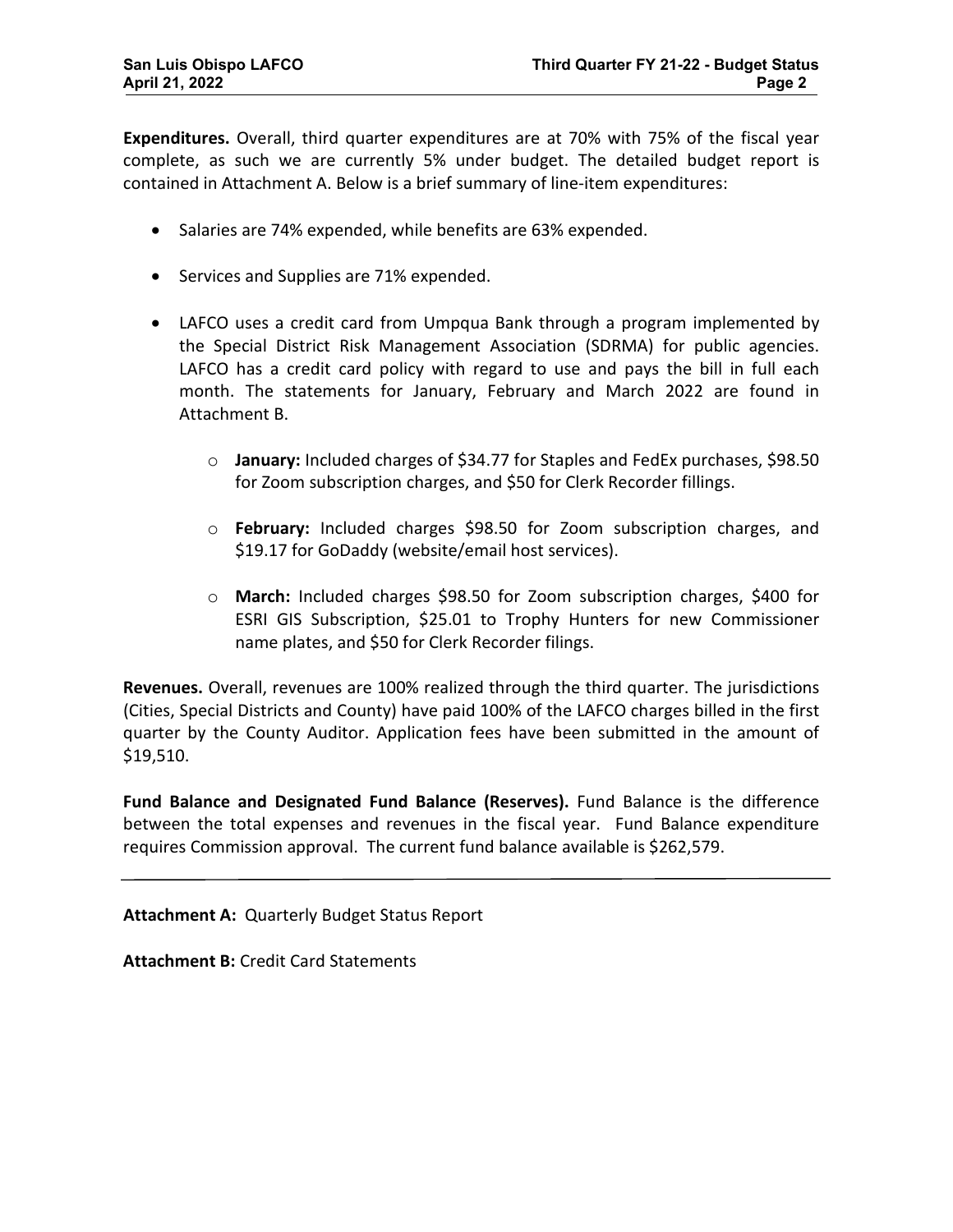**Expenditures.** Overall, third quarter expenditures are at 70% with 75% of the fiscal year complete, as such we are currently 5% under budget. The detailed budget report is contained in Attachment A. Below is a brief summary of line-item expenditures:

- Salaries are 74% expended, while benefits are 63% expended.
- Services and Supplies are 71% expended.
- LAFCO uses a credit card from Umpqua Bank through a program implemented by the Special District Risk Management Association (SDRMA) for public agencies. LAFCO has a credit card policy with regard to use and pays the bill in full each month. The statements for January, February and March 2022 are found in Attachment B.
  - **January:** Included charges of $34.77 for Staples and FedEx purchases, $98.50 for Zoom subscription charges, and $50 for Clerk Recorder fillings.
  - **February:** Included charges $98.50 for Zoom subscription charges, and $19.17 for GoDaddy (website/email host services).
  - **March:** Included charges $98.50 for Zoom subscription charges, $400 for ESRI GIS Subscription, $25.01 to Trophy Hunters for new Commissioner name plates, and $50 for Clerk Recorder filings.

**Revenues.** Overall, revenues are 100% realized through the third quarter. The jurisdictions (Cities, Special Districts and County) have paid 100% of the LAFCO charges billed in the first quarter by the County Auditor. Application fees have been submitted in the amount of $19,510.

**Fund Balance and Designated Fund Balance (Reserves).** Fund Balance is the difference between the total expenses and revenues in the fiscal year. Fund Balance expenditure requires Commission approval. The current fund balance available is $262,579.

---

**Attachment A:** Quarterly Budget Status Report

**Attachment B:** Credit Card Statements